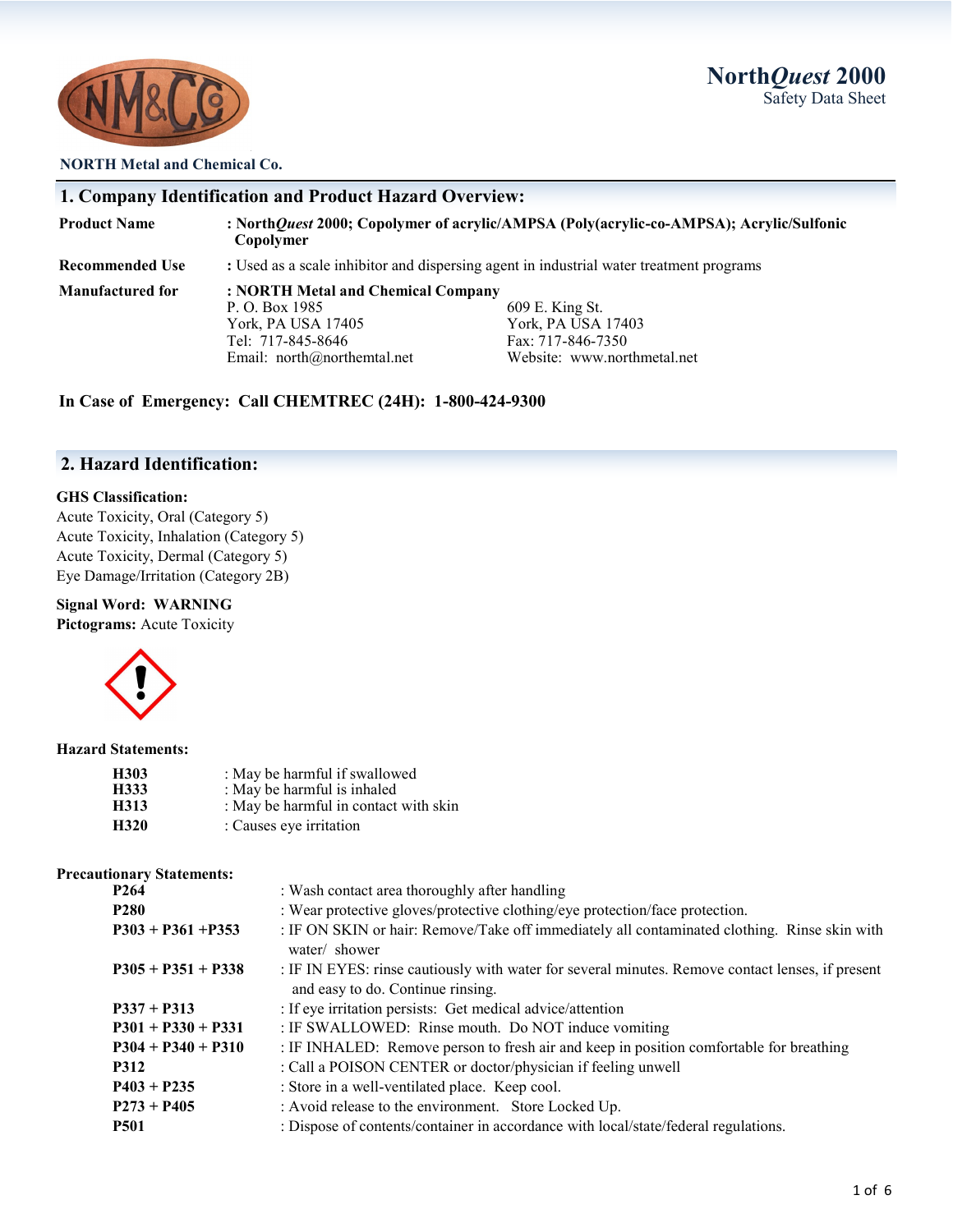**NORTH Metal and Chemical Co.**

# North*Quest* 2000
Safety Data Sheet

## 1. Company Identification and Product Hazard Overview:

**Product Name** : **North*Quest* 2000; Copolymer of acrylic/AMPSA (Poly(acrylic-co-AMPSA); Acrylic/Sulfonic Copolymer**

**Recommended Use** : Used as a scale inhibitor and dispersing agent in industrial water treatment programs

**Manufactured for** : **NORTH Metal and Chemical Company**

P. O. Box 1985
York, PA USA 17405
Tel: 717-845-8646
Email: north@northemtal.net

609 E. King St.
York, PA USA 17403
Fax: 717-846-7350
Website: www.northmetal.net

**In Case of Emergency: Call CHEMTREC (24H): 1-800-424-9300**

## 2. Hazard Identification:

**GHS Classification:**
Acute Toxicity, Oral (Category 5)
Acute Toxicity, Inhalation (Category 5)
Acute Toxicity, Dermal (Category 5)
Eye Damage/Irritation (Category 2B)

**Signal Word: WARNING**
**Pictograms:** Acute Toxicity

**Hazard Statements:**

| | |
|---|---|
| **H303** | : May be harmful if swallowed |
| **H333** | : May be harmful is inhaled |
| **H313** | : May be harmful in contact with skin |
| **H320** | : Causes eye irritation |

**Precautionary Statements:**

| | |
|---|---|
| **P264** | : Wash contact area thoroughly after handling |
| **P280** | : Wear protective gloves/protective clothing/eye protection/face protection. |
| **P303 + P361 +P353** | : IF ON SKIN or hair: Remove/Take off immediately all contaminated clothing. Rinse skin with water/ shower |
| **P305 + P351 + P338** | : IF IN EYES: rinse cautiously with water for several minutes. Remove contact lenses, if present and easy to do. Continue rinsing. |
| **P337 + P313** | : If eye irritation persists: Get medical advice/attention |
| **P301 + P330 + P331** | : IF SWALLOWED: Rinse mouth. Do NOT induce vomiting |
| **P304 + P340 + P310** | : IF INHALED: Remove person to fresh air and keep in position comfortable for breathing |
| **P312** | : Call a POISON CENTER or doctor/physician if feeling unwell |
| **P403 + P235** | : Store in a well-ventilated place. Keep cool. |
| **P273 + P405** | : Avoid release to the environment. Store Locked Up. |
| **P501** | : Dispose of contents/container in accordance with local/state/federal regulations. |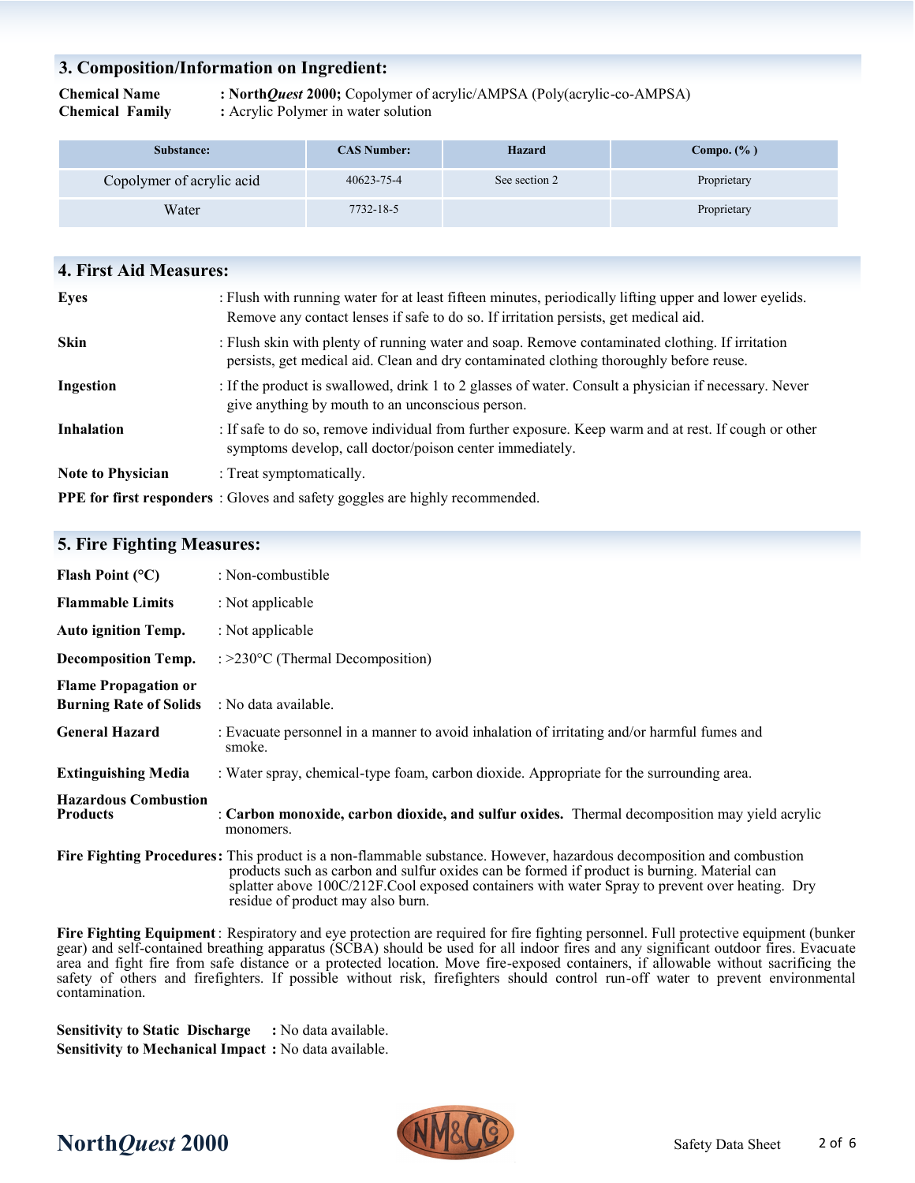## 3. Composition/Information on Ingredient:

**Chemical Name** : **North*Quest* 2000;** Copolymer of acrylic/AMPSA (Poly(acrylic-co-AMPSA)
**Chemical Family** : Acrylic Polymer in water solution

| Substance: | CAS Number: | Hazard | Compo. (% ) |
|---|---|---|---|
| Copolymer of acrylic acid | 40623-75-4 | See section 2 | Proprietary |
| Water | 7732-18-5 | | Proprietary |

## 4. First Aid Measures:

**Eyes** : Flush with running water for at least fifteen minutes, periodically lifting upper and lower eyelids. Remove any contact lenses if safe to do so. If irritation persists, get medical aid.

**Skin** : Flush skin with plenty of running water and soap. Remove contaminated clothing. If irritation persists, get medical aid. Clean and dry contaminated clothing thoroughly before reuse.

**Ingestion** : If the product is swallowed, drink 1 to 2 glasses of water. Consult a physician if necessary. Never give anything by mouth to an unconscious person.

**Inhalation** : If safe to do so, remove individual from further exposure. Keep warm and at rest. If cough or other symptoms develop, call doctor/poison center immediately.

**Note to Physician** : Treat symptomatically.

**PPE for first responders** : Gloves and safety goggles are highly recommended.

## 5. Fire Fighting Measures:

**Flash Point (°C)** : Non-combustible

**Flammable Limits** : Not applicable

**Auto ignition Temp.** : Not applicable

**Decomposition Temp.** : >230°C (Thermal Decomposition)

**Flame Propagation or Burning Rate of Solids** : No data available.

**General Hazard** : Evacuate personnel in a manner to avoid inhalation of irritating and/or harmful fumes and smoke.

**Extinguishing Media** : Water spray, chemical-type foam, carbon dioxide. Appropriate for the surrounding area.

**Hazardous Combustion Products** : **Carbon monoxide, carbon dioxide, and sulfur oxides.** Thermal decomposition may yield acrylic monomers.

**Fire Fighting Procedures:** This product is a non-flammable substance. However, hazardous decomposition and combustion products such as carbon and sulfur oxides can be formed if product is burning. Material can splatter above 100C/212F.Cool exposed containers with water Spray to prevent over heating. Dry residue of product may also burn.

**Fire Fighting Equipment** : Respiratory and eye protection are required for fire fighting personnel. Full protective equipment (bunker gear) and self-contained breathing apparatus (SCBA) should be used for all indoor fires and any significant outdoor fires. Evacuate area and fight fire from safe distance or a protected location. Move fire-exposed containers, if allowable without sacrificing the safety of others and firefighters. If possible without risk, firefighters should control run-off water to prevent environmental contamination.

**Sensitivity to Static Discharge** : No data available.
**Sensitivity to Mechanical Impact** : No data available.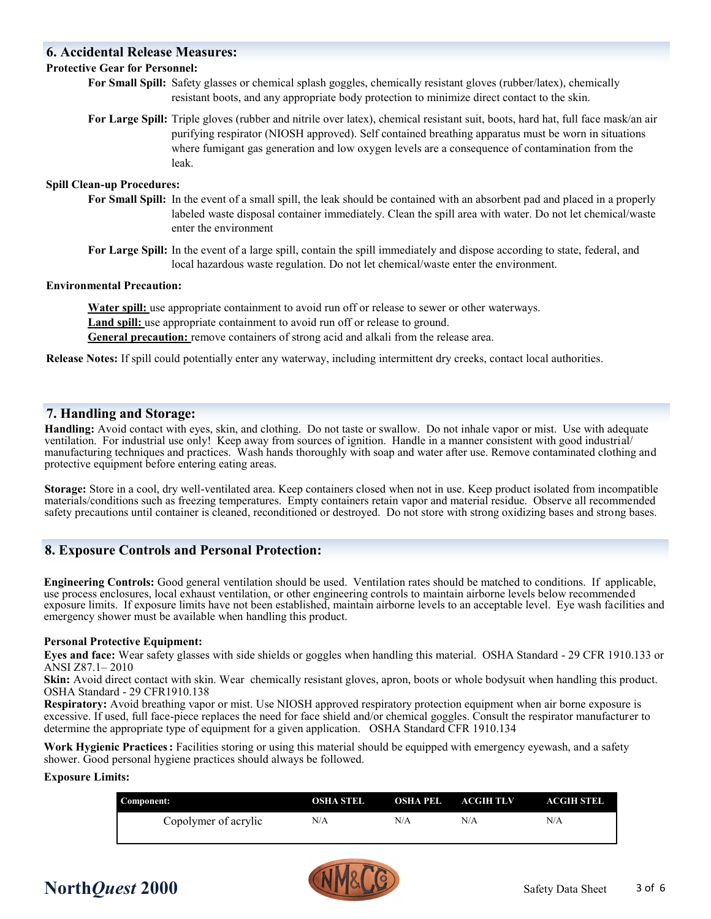## 6. Accidental Release Measures:

**Protective Gear for Personnel:**

**For Small Spill:** Safety glasses or chemical splash goggles, chemically resistant gloves (rubber/latex), chemically resistant boots, and any appropriate body protection to minimize direct contact to the skin.

**For Large Spill:** Triple gloves (rubber and nitrile over latex), chemical resistant suit, boots, hard hat, full face mask/an air purifying respirator (NIOSH approved). Self contained breathing apparatus must be worn in situations where fumigant gas generation and low oxygen levels are a consequence of contamination from the leak.

**Spill Clean-up Procedures:**

**For Small Spill:** In the event of a small spill, the leak should be contained with an absorbent pad and placed in a properly labeled waste disposal container immediately. Clean the spill area with water. Do not let chemical/waste enter the environment

**For Large Spill:** In the event of a large spill, contain the spill immediately and dispose according to state, federal, and local hazardous waste regulation. Do not let chemical/waste enter the environment.

**Environmental Precaution:**

**Water spill:** use appropriate containment to avoid run off or release to sewer or other waterways.
**Land spill:** use appropriate containment to avoid run off or release to ground.
**General precaution:** remove containers of strong acid and alkali from the release area.

**Release Notes:** If spill could potentially enter any waterway, including intermittent dry creeks, contact local authorities.

## 7. Handling and Storage:

**Handling:** Avoid contact with eyes, skin, and clothing. Do not taste or swallow. Do not inhale vapor or mist. Use with adequate ventilation. For industrial use only! Keep away from sources of ignition. Handle in a manner consistent with good industrial/ manufacturing techniques and practices. Wash hands thoroughly with soap and water after use. Remove contaminated clothing and protective equipment before entering eating areas.

**Storage:** Store in a cool, dry well-ventilated area. Keep containers closed when not in use. Keep product isolated from incompatible materials/conditions such as freezing temperatures. Empty containers retain vapor and material residue. Observe all recommended safety precautions until container is cleaned, reconditioned or destroyed. Do not store with strong oxidizing bases and strong bases.

## 8. Exposure Controls and Personal Protection:

**Engineering Controls:** Good general ventilation should be used. Ventilation rates should be matched to conditions. If applicable, use process enclosures, local exhaust ventilation, or other engineering controls to maintain airborne levels below recommended exposure limits. If exposure limits have not been established, maintain airborne levels to an acceptable level. Eye wash facilities and emergency shower must be available when handling this product.

**Personal Protective Equipment:**
**Eyes and face:** Wear safety glasses with side shields or goggles when handling this material. OSHA Standard - 29 CFR 1910.133 or ANSI Z87.1– 2010
**Skin:** Avoid direct contact with skin. Wear chemically resistant gloves, apron, boots or whole bodysuit when handling this product. OSHA Standard - 29 CFR1910.138
**Respiratory:** Avoid breathing vapor or mist. Use NIOSH approved respiratory protection equipment when air borne exposure is excessive. If used, full face-piece replaces the need for face shield and/or chemical goggles. Consult the respirator manufacturer to determine the appropriate type of equipment for a given application. OSHA Standard CFR 1910.134

**Work Hygienic Practices :** Facilities storing or using this material should be equipped with emergency eyewash, and a safety shower. Good personal hygiene practices should always be followed.

**Exposure Limits:**

| Component: | OSHA STEL | OSHA PEL | ACGIH TLV | ACGIH STEL |
|---|---|---|---|---|
| Copolymer of acrylic | N/A | N/A | N/A | N/A |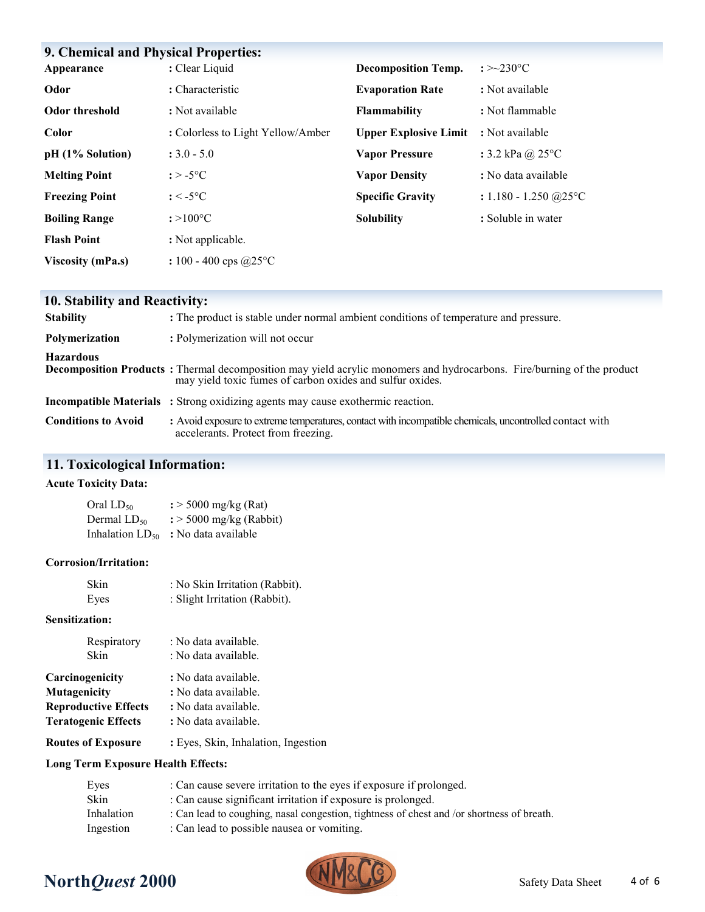## 9. Chemical and Physical Properties:

| Property | Value | Property | Value |
|---|---|---|---|
| **Appearance** | : Clear Liquid | **Decomposition Temp.** | : >~230°C |
| **Odor** | : Characteristic | **Evaporation Rate** | : Not available |
| **Odor threshold** | : Not available | **Flammability** | : Not flammable |
| **Color** | : Colorless to Light Yellow/Amber | **Upper Explosive Limit** | : Not available |
| **pH (1% Solution)** | : 3.0 - 5.0 | **Vapor Pressure** | : 3.2 kPa @ 25°C |
| **Melting Point** | : > -5°C | **Vapor Density** | : No data available |
| **Freezing Point** | : < -5°C | **Specific Gravity** | : 1.180 - 1.250 @25°C |
| **Boiling Range** | : >100°C | **Solubility** | : Soluble in water |
| **Flash Point** | : Not applicable. | | |
| **Viscosity (mPa.s)** | : 100 - 400 cps @25°C | | |

## 10. Stability and Reactivity:

**Stability** : The product is stable under normal ambient conditions of temperature and pressure.

**Polymerization** : Polymerization will not occur

**Hazardous Decomposition Products** : Thermal decomposition may yield acrylic monomers and hydrocarbons. Fire/burning of the product may yield toxic fumes of carbon oxides and sulfur oxides.

**Incompatible Materials** : Strong oxidizing agents may cause exothermic reaction.

**Conditions to Avoid** : Avoid exposure to extreme temperatures, contact with incompatible chemicals, uncontrolled contact with accelerants. Protect from freezing.

## 11. Toxicological Information:

**Acute Toxicity Data:**

- Oral $LD_{50}$ : > 5000 mg/kg (Rat)
- Dermal $LD_{50}$ : > 5000 mg/kg (Rabbit)
- Inhalation $LD_{50}$ : No data available

**Corrosion/Irritation:**

- Skin : No Skin Irritation (Rabbit).
- Eyes : Slight Irritation (Rabbit).

**Sensitization:**

- Respiratory : No data available.
- Skin : No data available.

**Carcinogenicity** : No data available.
**Mutagenicity** : No data available.
**Reproductive Effects** : No data available.
**Teratogenic Effects** : No data available.

**Routes of Exposure** : Eyes, Skin, Inhalation, Ingestion

**Long Term Exposure Health Effects:**

- Eyes : Can cause severe irritation to the eyes if exposure if prolonged.
- Skin : Can cause significant irritation if exposure is prolonged.
- Inhalation : Can lead to coughing, nasal congestion, tightness of chest and /or shortness of breath.
- Ingestion : Can lead to possible nausea or vomiting.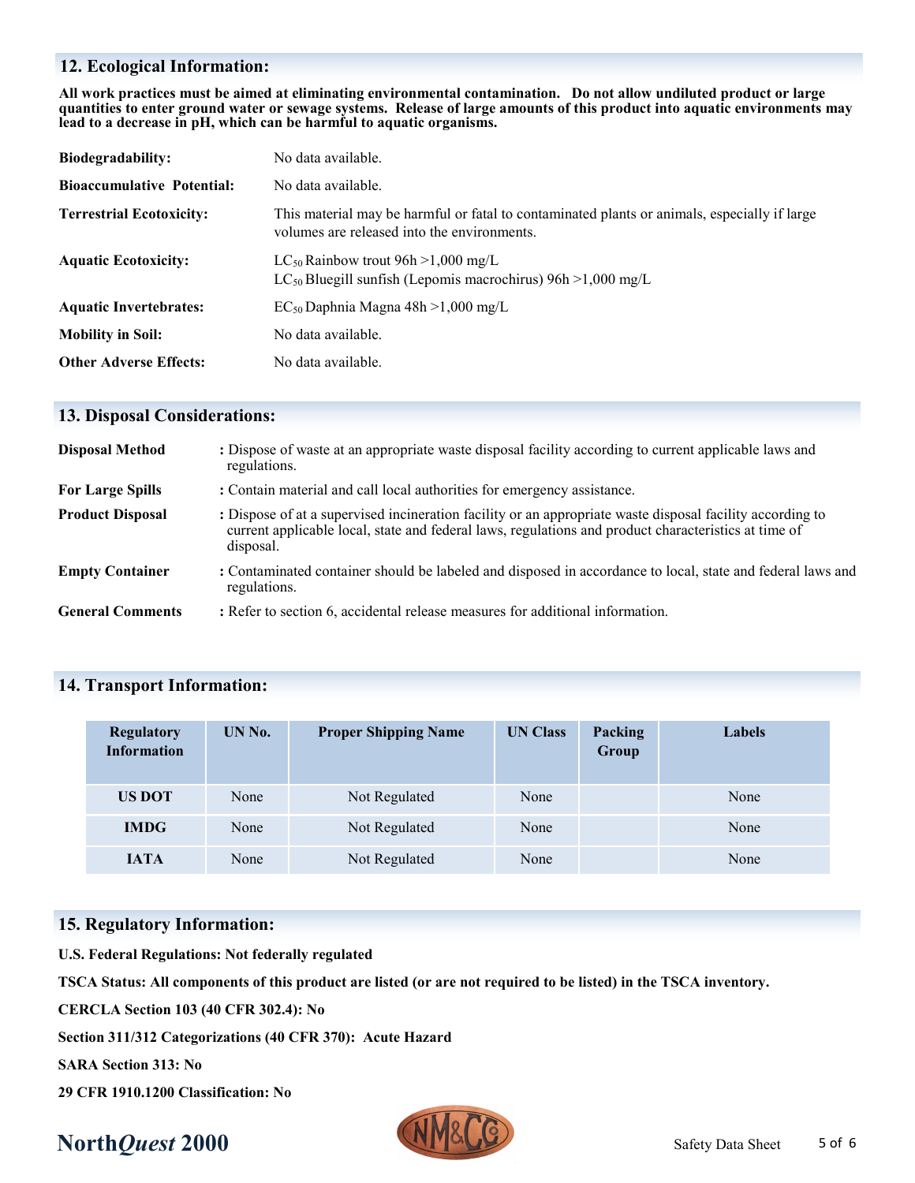## 12. Ecological Information:

**All work practices must be aimed at eliminating environmental contamination. Do not allow undiluted product or large quantities to enter ground water or sewage systems. Release of large amounts of this product into aquatic environments may lead to a decrease in pH, which can be harmful to aquatic organisms.**

**Biodegradability:** No data available.

**Bioaccumulative Potential:** No data available.

**Terrestrial Ecotoxicity:** This material may be harmful or fatal to contaminated plants or animals, especially if large volumes are released into the environments.

**Aquatic Ecotoxicity:** $LC_{50}$ Rainbow trout 96h >1,000 mg/L
$LC_{50}$ Bluegill sunfish (Lepomis macrochirus) 96h >1,000 mg/L

**Aquatic Invertebrates:** $EC_{50}$ Daphnia Magna 48h >1,000 mg/L

**Mobility in Soil:** No data available.

**Other Adverse Effects:** No data available.

## 13. Disposal Considerations:

**Disposal Method** : Dispose of waste at an appropriate waste disposal facility according to current applicable laws and regulations.

**For Large Spills** : Contain material and call local authorities for emergency assistance.

**Product Disposal** : Dispose of at a supervised incineration facility or an appropriate waste disposal facility according to current applicable local, state and federal laws, regulations and product characteristics at time of disposal.

**Empty Container** : Contaminated container should be labeled and disposed in accordance to local, state and federal laws and regulations.

**General Comments** : Refer to section 6, accidental release measures for additional information.

## 14. Transport Information:

| Regulatory Information | UN No. | Proper Shipping Name | UN Class | Packing Group | Labels |
|---|---|---|---|---|---|
| US DOT | None | Not Regulated | None | | None |
| IMDG | None | Not Regulated | None | | None |
| IATA | None | Not Regulated | None | | None |

## 15. Regulatory Information:

**U.S. Federal Regulations: Not federally regulated**

**TSCA Status: All components of this product are listed (or are not required to be listed) in the TSCA inventory.**

**CERCLA Section 103 (40 CFR 302.4): No**

**Section 311/312 Categorizations (40 CFR 370): Acute Hazard**

**SARA Section 313: No**

**29 CFR 1910.1200 Classification: No**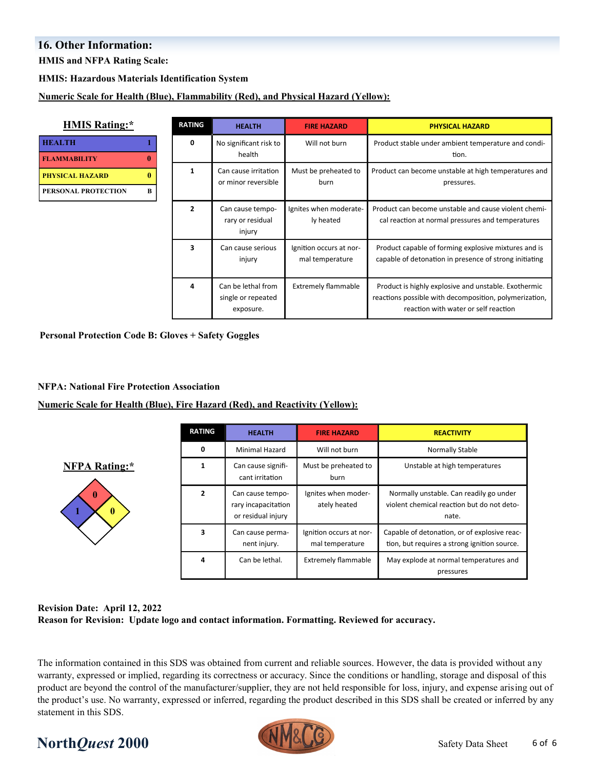## 16. Other Information:

**HMIS and NFPA Rating Scale:**

**HMIS: Hazardous Materials Identification System**

**Numeric Scale for Health (Blue), Flammability (Red), and Physical Hazard (Yellow):**

**HMIS Rating:***

| | |
|---|---|
| HEALTH | 1 |
| FLAMMABILITY | 0 |
| PHYSICAL HAZARD | 0 |
| PERSONAL PROTECTION | B |

| RATING | HEALTH | FIRE HAZARD | PHYSICAL HAZARD |
|---|---|---|---|
| 0 | No significant risk to health | Will not burn | Product stable under ambient temperature and condition. |
| 1 | Can cause irritation or minor reversible | Must be preheated to burn | Product can become unstable at high temperatures and pressures. |
| 2 | Can cause temporary or residual injury | Ignites when moderately heated | Product can become unstable and cause violent chemical reaction at normal pressures and temperatures |
| 3 | Can cause serious injury | Ignition occurs at normal temperature | Product capable of forming explosive mixtures and is capable of detonation in presence of strong initiating |
| 4 | Can be lethal from single or repeated exposure. | Extremely flammable | Product is highly explosive and unstable. Exothermic reactions possible with decomposition, polymerization, reaction with water or self reaction |

**Personal Protection Code B: Gloves + Safety Goggles**

**NFPA: National Fire Protection Association**

**Numeric Scale for Health (Blue), Fire Hazard (Red), and Reactivity (Yellow):**

**NFPA Rating:***

Health: 1
Fire: 0
Reactivity: 0

| RATING | HEALTH | FIRE HAZARD | REACTIVITY |
|---|---|---|---|
| 0 | Minimal Hazard | Will not burn | Normally Stable |
| 1 | Can cause significant irritation | Must be preheated to burn | Unstable at high temperatures |
| 2 | Can cause temporary incapacitation or residual injury | Ignites when moderately heated | Normally unstable. Can readily go under violent chemical reaction but do not detonate. |
| 3 | Can cause permanent injury. | Ignition occurs at normal temperature | Capable of detonation, or of explosive reaction, but requires a strong ignition source. |
| 4 | Can be lethal. | Extremely flammable | May explode at normal temperatures and pressures |

**Revision Date: April 12, 2022**
**Reason for Revision: Update logo and contact information. Formatting. Reviewed for accuracy.**

The information contained in this SDS was obtained from current and reliable sources. However, the data is provided without any warranty, expressed or implied, regarding its correctness or accuracy. Since the conditions or handling, storage and disposal of this product are beyond the control of the manufacturer/supplier, they are not held responsible for loss, injury, and expense arising out of the product's use. No warranty, expressed or inferred, regarding the product described in this SDS shall be created or inferred by any statement in this SDS.